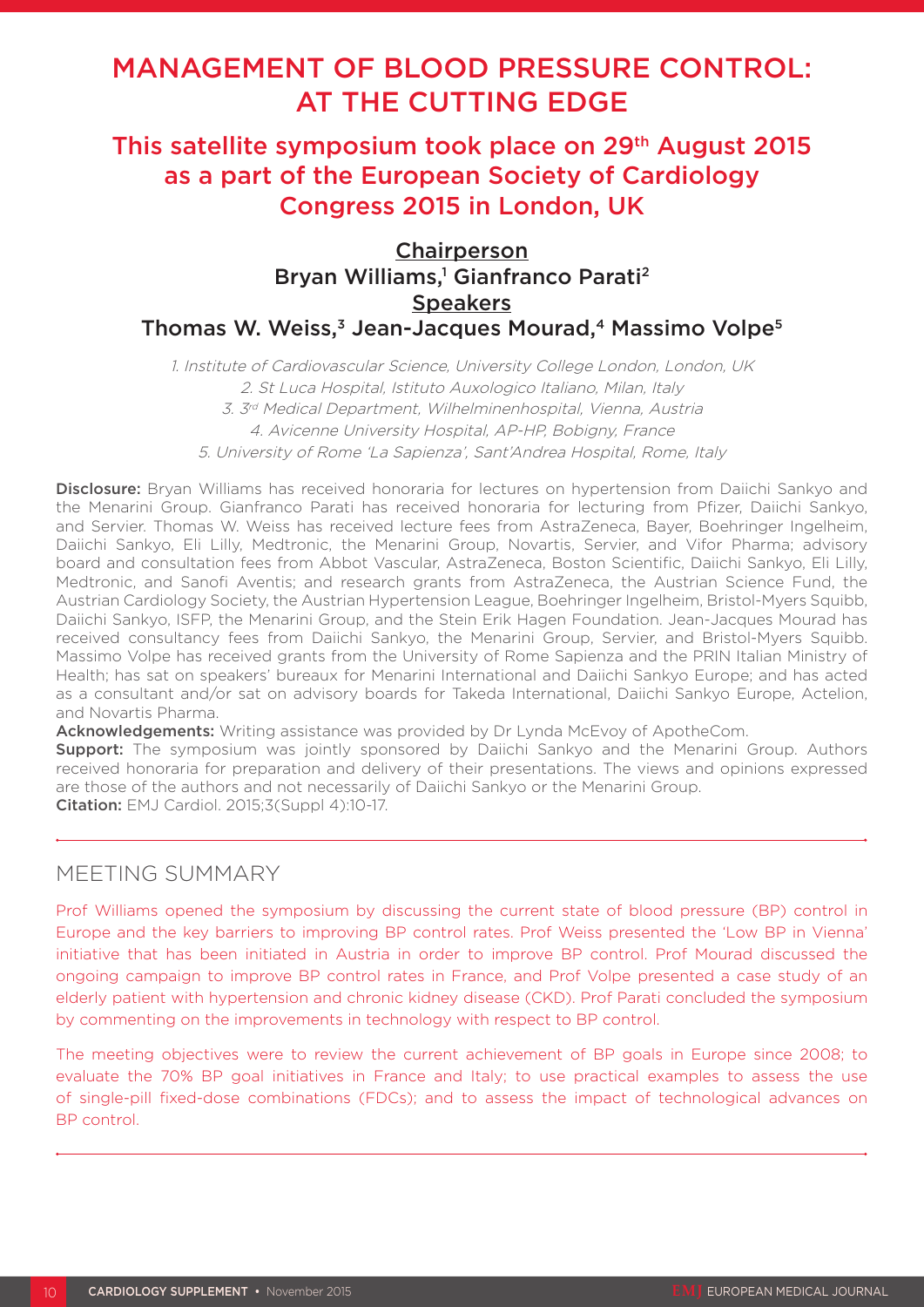# MANAGEMENT OF BLOOD PRESSURE CONTROL: AT THE CUTTING EDGE

## This satellite symposium took place on 29th August 2015 as a part of the European Society of Cardiology Congress 2015 in London, UK

**Chairperson**

**Bryan Williams,[1] Gianfranco Parati[2]**

**Speakers**

**Thomas W. Weiss,[3] Jean-Jacques Mourad,[4] Massimo Volpe[5]**

*1. Institute of Cardiovascular Science, University College London, London, UK*
*2. St Luca Hospital, Istituto Auxologico Italiano, Milan, Italy*
*3. 3rd Medical Department, Wilhelminenhospital, Vienna, Austria*
*4. Avicenne University Hospital, AP-HP, Bobigny, France*
*5. University of Rome 'La Sapienza', Sant'Andrea Hospital, Rome, Italy*

**Disclosure:** Bryan Williams has received honoraria for lectures on hypertension from Daiichi Sankyo and the Menarini Group. Gianfranco Parati has received honoraria for lecturing from Pfizer, Daiichi Sankyo, and Servier. Thomas W. Weiss has received lecture fees from AstraZeneca, Bayer, Boehringer Ingelheim, Daiichi Sankyo, Eli Lilly, Medtronic, the Menarini Group, Novartis, Servier, and Vifor Pharma; advisory board and consultation fees from Abbot Vascular, AstraZeneca, Boston Scientific, Daiichi Sankyo, Eli Lilly, Medtronic, and Sanofi Aventis; and research grants from AstraZeneca, the Austrian Science Fund, the Austrian Cardiology Society, the Austrian Hypertension League, Boehringer Ingelheim, Bristol-Myers Squibb, Daiichi Sankyo, ISFP, the Menarini Group, and the Stein Erik Hagen Foundation. Jean-Jacques Mourad has received consultancy fees from Daiichi Sankyo, the Menarini Group, Servier, and Bristol-Myers Squibb. Massimo Volpe has received grants from the University of Rome Sapienza and the PRIN Italian Ministry of Health; has sat on speakers' bureaux for Menarini International and Daiichi Sankyo Europe; and has acted as a consultant and/or sat on advisory boards for Takeda International, Daiichi Sankyo Europe, Actelion, and Novartis Pharma.

**Acknowledgements:** Writing assistance was provided by Dr Lynda McEvoy of ApotheCom.

**Support:** The symposium was jointly sponsored by Daiichi Sankyo and the Menarini Group. Authors received honoraria for preparation and delivery of their presentations. The views and opinions expressed are those of the authors and not necessarily of Daiichi Sankyo or the Menarini Group.

**Citation:** EMJ Cardiol. 2015;3(Suppl 4):10-17.

## MEETING SUMMARY

Prof Williams opened the symposium by discussing the current state of blood pressure (BP) control in Europe and the key barriers to improving BP control rates. Prof Weiss presented the 'Low BP in Vienna' initiative that has been initiated in Austria in order to improve BP control. Prof Mourad discussed the ongoing campaign to improve BP control rates in France, and Prof Volpe presented a case study of an elderly patient with hypertension and chronic kidney disease (CKD). Prof Parati concluded the symposium by commenting on the improvements in technology with respect to BP control.

The meeting objectives were to review the current achievement of BP goals in Europe since 2008; to evaluate the 70% BP goal initiatives in France and Italy; to use practical examples to assess the use of single-pill fixed-dose combinations (FDCs); and to assess the impact of technological advances on BP control.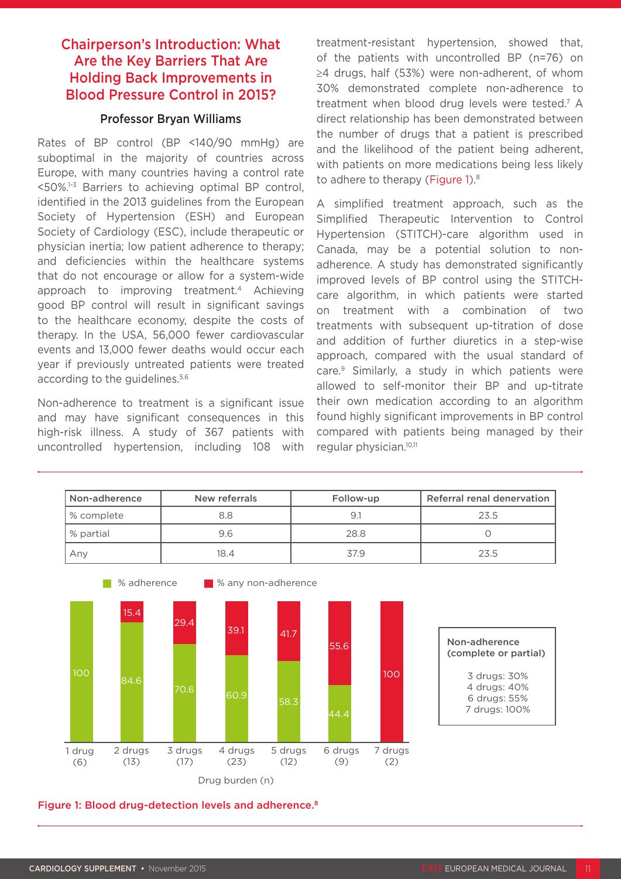## Chairperson's Introduction: What Are the Key Barriers That Are Holding Back Improvements in Blood Pressure Control in 2015?

**Professor Bryan Williams**

Rates of BP control (BP <140/90 mmHg) are suboptimal in the majority of countries across Europe, with many countries having a control rate <50%.[1-3] Barriers to achieving optimal BP control, identified in the 2013 guidelines from the European Society of Hypertension (ESH) and European Society of Cardiology (ESC), include therapeutic or physician inertia; low patient adherence to therapy; and deficiencies within the healthcare systems that do not encourage or allow for a system-wide approach to improving treatment.[4] Achieving good BP control will result in significant savings to the healthcare economy, despite the costs of therapy. In the USA, 56,000 fewer cardiovascular events and 13,000 fewer deaths would occur each year if previously untreated patients were treated according to the guidelines.[5,6]

Non-adherence to treatment is a significant issue and may have significant consequences in this high-risk illness. A study of 367 patients with uncontrolled hypertension, including 108 with treatment-resistant hypertension, showed that, of the patients with uncontrolled BP (n=76) on ≥4 drugs, half (53%) were non-adherent, of whom 30% demonstrated complete non-adherence to treatment when blood drug levels were tested.[7] A direct relationship has been demonstrated between the number of drugs that a patient is prescribed and the likelihood of the patient being adherent, with patients on more medications being less likely to adhere to therapy (Figure 1).[8]

A simplified treatment approach, such as the Simplified Therapeutic Intervention to Control Hypertension (STITCH)-care algorithm used in Canada, may be a potential solution to non-adherence. A study has demonstrated significantly improved levels of BP control using the STITCH-care algorithm, in which patients were started on treatment with a combination of two treatments with subsequent up-titration of dose and addition of further diuretics in a step-wise approach, compared with the usual standard of care.[9] Similarly, a study in which patients were allowed to self-monitor their BP and up-titrate their own medication according to an algorithm found highly significant improvements in BP control compared with patients being managed by their regular physician.[10,11]

| Non-adherence | New referrals | Follow-up | Referral renal denervation |
|---|---|---|---|
| % complete | 8.8 | 9.1 | 23.5 |
| % partial | 9.6 | 28.8 | 0 |
| Any | 18.4 | 37.9 | 23.5 |

| Drug burden (n) | % adherence | % any non-adherence |
|---|---|---|
| 1 drug (6) | 100 | |
| 2 drugs (13) | 84.6 | 15.4 |
| 3 drugs (17) | 70.6 | 29.4 |
| 4 drugs (23) | 60.9 | 39.1 |
| 5 drugs (12) | 58.3 | 41.7 |
| 6 drugs (9) | 44.4 | 55.6 |
| 7 drugs (2) | | 100 |

**Non-adherence (complete or partial)**

3 drugs: 30%
4 drugs: 40%
6 drugs: 55%
7 drugs: 100%

Figure 1: Blood drug-detection levels and adherence.[8]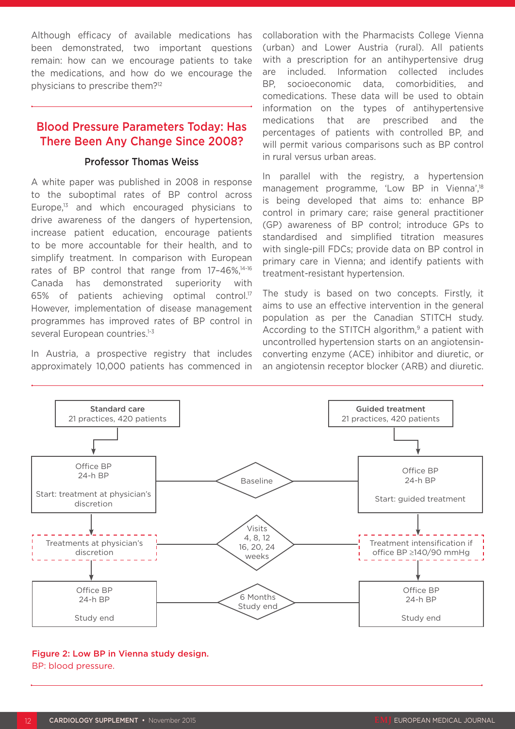Although efficacy of available medications has been demonstrated, two important questions remain: how can we encourage patients to take the medications, and how do we encourage the physicians to prescribe them?[12]

## Blood Pressure Parameters Today: Has There Been Any Change Since 2008?

### Professor Thomas Weiss

A white paper was published in 2008 in response to the suboptimal rates of BP control across Europe,[13] and which encouraged physicians to drive awareness of the dangers of hypertension, increase patient education, encourage patients to be more accountable for their health, and to simplify treatment. In comparison with European rates of BP control that range from 17–46%,[14-16] Canada has demonstrated superiority with 65% of patients achieving optimal control.[17] However, implementation of disease management programmes has improved rates of BP control in several European countries.[1-3]

In Austria, a prospective registry that includes approximately 10,000 patients has commenced in collaboration with the Pharmacists College Vienna (urban) and Lower Austria (rural). All patients with a prescription for an antihypertensive drug are included. Information collected includes BP, socioeconomic data, comorbidities, and comedications. These data will be used to obtain information on the types of antihypertensive medications that are prescribed and the percentages of patients with controlled BP, and will permit various comparisons such as BP control in rural versus urban areas.

In parallel with the registry, a hypertension management programme, 'Low BP in Vienna',[18] is being developed that aims to: enhance BP control in primary care; raise general practitioner (GP) awareness of BP control; introduce GPs to standardised and simplified titration measures with single-pill FDCs; provide data on BP control in primary care in Vienna; and identify patients with treatment-resistant hypertension.

The study is based on two concepts. Firstly, it aims to use an effective intervention in the general population as per the Canadian STITCH study. According to the STITCH algorithm,[9] a patient with uncontrolled hypertension starts on an angiotensin-converting enzyme (ACE) inhibitor and diuretic, or an angiotensin receptor blocker (ARB) and diuretic.

| Standard care (21 practices, 420 patients) | | Guided treatment (21 practices, 420 patients) |
|---|---|---|
| Office BP; 24-h BP; Start: treatment at physician's discretion | Baseline | Office BP; 24-h BP; Start: guided treatment |
| Treatments at physician's discretion | Visits 4, 8, 12, 16, 20, 24 weeks | Treatment intensification if office BP ≥140/90 mmHg |
| Office BP; 24-h BP; Study end | 6 Months Study end | Office BP; 24-h BP; Study end |

**Figure 2: Low BP in Vienna study design.**
BP: blood pressure.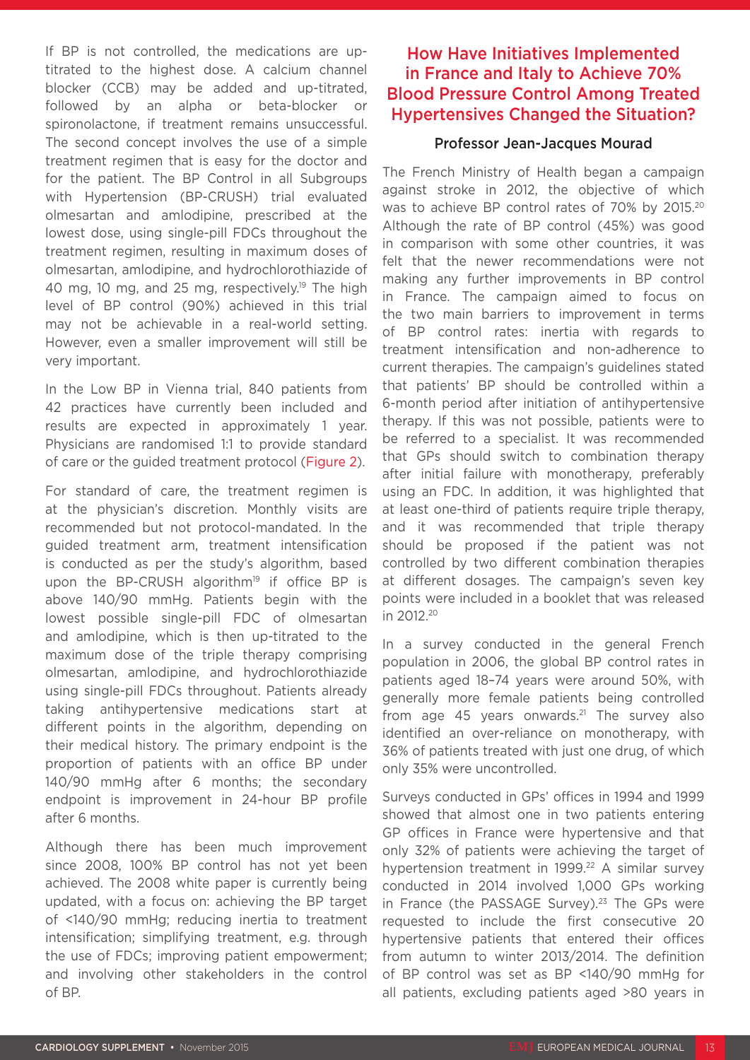If BP is not controlled, the medications are up-titrated to the highest dose. A calcium channel blocker (CCB) may be added and up-titrated, followed by an alpha or beta-blocker or spironolactone, if treatment remains unsuccessful. The second concept involves the use of a simple treatment regimen that is easy for the doctor and for the patient. The BP Control in all Subgroups with Hypertension (BP-CRUSH) trial evaluated olmesartan and amlodipine, prescribed at the lowest dose, using single-pill FDCs throughout the treatment regimen, resulting in maximum doses of olmesartan, amlodipine, and hydrochlorothiazide of 40 mg, 10 mg, and 25 mg, respectively.[19] The high level of BP control (90%) achieved in this trial may not be achievable in a real-world setting. However, even a smaller improvement will still be very important.

In the Low BP in Vienna trial, 840 patients from 42 practices have currently been included and results are expected in approximately 1 year. Physicians are randomised 1:1 to provide standard of care or the guided treatment protocol (Figure 2).

For standard of care, the treatment regimen is at the physician's discretion. Monthly visits are recommended but not protocol-mandated. In the guided treatment arm, treatment intensification is conducted as per the study's algorithm, based upon the BP-CRUSH algorithm[19] if office BP is above 140/90 mmHg. Patients begin with the lowest possible single-pill FDC of olmesartan and amlodipine, which is then up-titrated to the maximum dose of the triple therapy comprising olmesartan, amlodipine, and hydrochlorothiazide using single-pill FDCs throughout. Patients already taking antihypertensive medications start at different points in the algorithm, depending on their medical history. The primary endpoint is the proportion of patients with an office BP under 140/90 mmHg after 6 months; the secondary endpoint is improvement in 24-hour BP profile after 6 months.

Although there has been much improvement since 2008, 100% BP control has not yet been achieved. The 2008 white paper is currently being updated, with a focus on: achieving the BP target of <140/90 mmHg; reducing inertia to treatment intensification; simplifying treatment, e.g. through the use of FDCs; improving patient empowerment; and involving other stakeholders in the control of BP.

## How Have Initiatives Implemented in France and Italy to Achieve 70% Blood Pressure Control Among Treated Hypertensives Changed the Situation?

### Professor Jean-Jacques Mourad

The French Ministry of Health began a campaign against stroke in 2012, the objective of which was to achieve BP control rates of 70% by 2015.[20] Although the rate of BP control (45%) was good in comparison with some other countries, it was felt that the newer recommendations were not making any further improvements in BP control in France. The campaign aimed to focus on the two main barriers to improvement in terms of BP control rates: inertia with regards to treatment intensification and non-adherence to current therapies. The campaign's guidelines stated that patients' BP should be controlled within a 6-month period after initiation of antihypertensive therapy. If this was not possible, patients were to be referred to a specialist. It was recommended that GPs should switch to combination therapy after initial failure with monotherapy, preferably using an FDC. In addition, it was highlighted that at least one-third of patients require triple therapy, and it was recommended that triple therapy should be proposed if the patient was not controlled by two different combination therapies at different dosages. The campaign's seven key points were included in a booklet that was released in 2012.[20]

In a survey conducted in the general French population in 2006, the global BP control rates in patients aged 18–74 years were around 50%, with generally more female patients being controlled from age 45 years onwards.[21] The survey also identified an over-reliance on monotherapy, with 36% of patients treated with just one drug, of which only 35% were uncontrolled.

Surveys conducted in GPs' offices in 1994 and 1999 showed that almost one in two patients entering GP offices in France were hypertensive and that only 32% of patients were achieving the target of hypertension treatment in 1999.[22] A similar survey conducted in 2014 involved 1,000 GPs working in France (the PASSAGE Survey).[23] The GPs were requested to include the first consecutive 20 hypertensive patients that entered their offices from autumn to winter 2013/2014. The definition of BP control was set as BP <140/90 mmHg for all patients, excluding patients aged >80 years in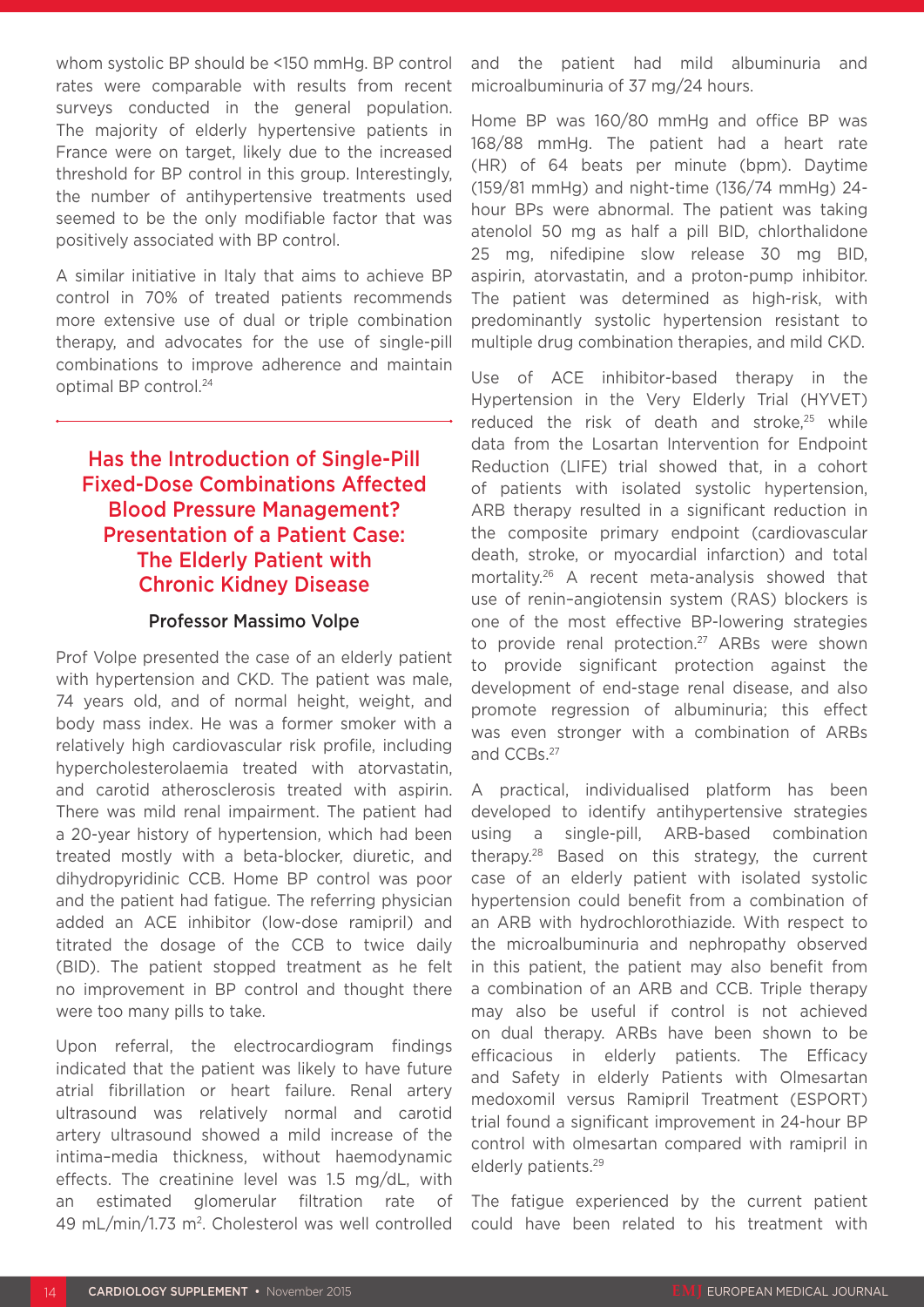whom systolic BP should be <150 mmHg. BP control rates were comparable with results from recent surveys conducted in the general population. The majority of elderly hypertensive patients in France were on target, likely due to the increased threshold for BP control in this group. Interestingly, the number of antihypertensive treatments used seemed to be the only modifiable factor that was positively associated with BP control.

A similar initiative in Italy that aims to achieve BP control in 70% of treated patients recommends more extensive use of dual or triple combination therapy, and advocates for the use of single-pill combinations to improve adherence and maintain optimal BP control.[24]

## Has the Introduction of Single-Pill Fixed-Dose Combinations Affected Blood Pressure Management? Presentation of a Patient Case: The Elderly Patient with Chronic Kidney Disease

### Professor Massimo Volpe

Prof Volpe presented the case of an elderly patient with hypertension and CKD. The patient was male, 74 years old, and of normal height, weight, and body mass index. He was a former smoker with a relatively high cardiovascular risk profile, including hypercholesterolaemia treated with atorvastatin, and carotid atherosclerosis treated with aspirin. There was mild renal impairment. The patient had a 20-year history of hypertension, which had been treated mostly with a beta-blocker, diuretic, and dihydropyridinic CCB. Home BP control was poor and the patient had fatigue. The referring physician added an ACE inhibitor (low-dose ramipril) and titrated the dosage of the CCB to twice daily (BID). The patient stopped treatment as he felt no improvement in BP control and thought there were too many pills to take.

Upon referral, the electrocardiogram findings indicated that the patient was likely to have future atrial fibrillation or heart failure. Renal artery ultrasound was relatively normal and carotid artery ultrasound showed a mild increase of the intima–media thickness, without haemodynamic effects. The creatinine level was 1.5 mg/dL, with an estimated glomerular filtration rate of 49 mL/min/1.73 m$^2$. Cholesterol was well controlled and the patient had mild albuminuria and microalbuminuria of 37 mg/24 hours.

Home BP was 160/80 mmHg and office BP was 168/88 mmHg. The patient had a heart rate (HR) of 64 beats per minute (bpm). Daytime (159/81 mmHg) and night-time (136/74 mmHg) 24-hour BPs were abnormal. The patient was taking atenolol 50 mg as half a pill BID, chlorthalidone 25 mg, nifedipine slow release 30 mg BID, aspirin, atorvastatin, and a proton-pump inhibitor. The patient was determined as high-risk, with predominantly systolic hypertension resistant to multiple drug combination therapies, and mild CKD.

Use of ACE inhibitor-based therapy in the Hypertension in the Very Elderly Trial (HYVET) reduced the risk of death and stroke,[25] while data from the Losartan Intervention for Endpoint Reduction (LIFE) trial showed that, in a cohort of patients with isolated systolic hypertension, ARB therapy resulted in a significant reduction in the composite primary endpoint (cardiovascular death, stroke, or myocardial infarction) and total mortality.[26] A recent meta-analysis showed that use of renin–angiotensin system (RAS) blockers is one of the most effective BP-lowering strategies to provide renal protection.[27] ARBs were shown to provide significant protection against the development of end-stage renal disease, and also promote regression of albuminuria; this effect was even stronger with a combination of ARBs and CCBs.[27]

A practical, individualised platform has been developed to identify antihypertensive strategies using a single-pill, ARB-based combination therapy.[28] Based on this strategy, the current case of an elderly patient with isolated systolic hypertension could benefit from a combination of an ARB with hydrochlorothiazide. With respect to the microalbuminuria and nephropathy observed in this patient, the patient may also benefit from a combination of an ARB and CCB. Triple therapy may also be useful if control is not achieved on dual therapy. ARBs have been shown to be efficacious in elderly patients. The Efficacy and Safety in elderly Patients with Olmesartan medoxomil versus Ramipril Treatment (ESPORT) trial found a significant improvement in 24-hour BP control with olmesartan compared with ramipril in elderly patients.[29]

The fatigue experienced by the current patient could have been related to his treatment with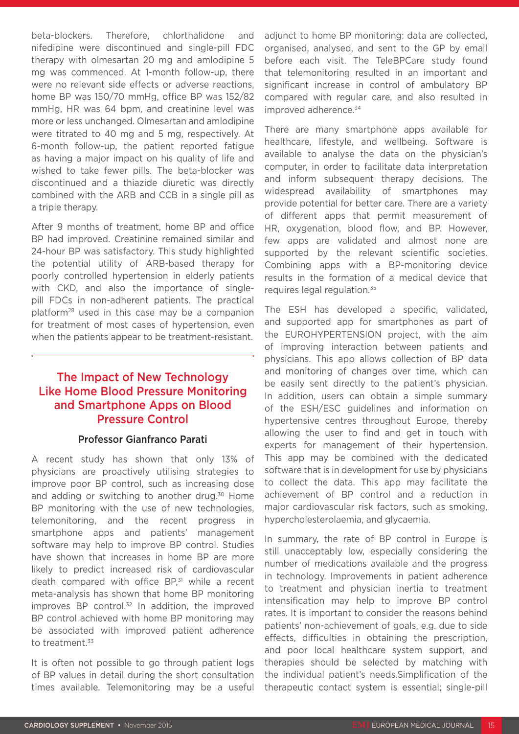beta-blockers. Therefore, chlorthalidone and nifedipine were discontinued and single-pill FDC therapy with olmesartan 20 mg and amlodipine 5 mg was commenced. At 1-month follow-up, there were no relevant side effects or adverse reactions, home BP was 150/70 mmHg, office BP was 152/82 mmHg, HR was 64 bpm, and creatinine level was more or less unchanged. Olmesartan and amlodipine were titrated to 40 mg and 5 mg, respectively. At 6-month follow-up, the patient reported fatigue as having a major impact on his quality of life and wished to take fewer pills. The beta-blocker was discontinued and a thiazide diuretic was directly combined with the ARB and CCB in a single pill as a triple therapy.

After 9 months of treatment, home BP and office BP had improved. Creatinine remained similar and 24-hour BP was satisfactory. This study highlighted the potential utility of ARB-based therapy for poorly controlled hypertension in elderly patients with CKD, and also the importance of single-pill FDCs in non-adherent patients. The practical platform[28] used in this case may be a companion for treatment of most cases of hypertension, even when the patients appear to be treatment-resistant.

## The Impact of New Technology Like Home Blood Pressure Monitoring and Smartphone Apps on Blood Pressure Control

### Professor Gianfranco Parati

A recent study has shown that only 13% of physicians are proactively utilising strategies to improve poor BP control, such as increasing dose and adding or switching to another drug.[30] Home BP monitoring with the use of new technologies, telemonitoring, and the recent progress in smartphone apps and patients' management software may help to improve BP control. Studies have shown that increases in home BP are more likely to predict increased risk of cardiovascular death compared with office BP,[31] while a recent meta-analysis has shown that home BP monitoring improves BP control.[32] In addition, the improved BP control achieved with home BP monitoring may be associated with improved patient adherence to treatment.[33]

It is often not possible to go through patient logs of BP values in detail during the short consultation times available. Telemonitoring may be a useful adjunct to home BP monitoring: data are collected, organised, analysed, and sent to the GP by email before each visit. The TeleBPCare study found that telemonitoring resulted in an important and significant increase in control of ambulatory BP compared with regular care, and also resulted in improved adherence.[34]

There are many smartphone apps available for healthcare, lifestyle, and wellbeing. Software is available to analyse the data on the physician's computer, in order to facilitate data interpretation and inform subsequent therapy decisions. The widespread availability of smartphones may provide potential for better care. There are a variety of different apps that permit measurement of HR, oxygenation, blood flow, and BP. However, few apps are validated and almost none are supported by the relevant scientific societies. Combining apps with a BP-monitoring device results in the formation of a medical device that requires legal regulation.[35]

The ESH has developed a specific, validated, and supported app for smartphones as part of the EUROHYPERTENSION project, with the aim of improving interaction between patients and physicians. This app allows collection of BP data and monitoring of changes over time, which can be easily sent directly to the patient's physician. In addition, users can obtain a simple summary of the ESH/ESC guidelines and information on hypertensive centres throughout Europe, thereby allowing the user to find and get in touch with experts for management of their hypertension. This app may be combined with the dedicated software that is in development for use by physicians to collect the data. This app may facilitate the achievement of BP control and a reduction in major cardiovascular risk factors, such as smoking, hypercholesterolaemia, and glycaemia.

In summary, the rate of BP control in Europe is still unacceptably low, especially considering the number of medications available and the progress in technology. Improvements in patient adherence to treatment and physician inertia to treatment intensification may help to improve BP control rates. It is important to consider the reasons behind patients' non-achievement of goals, e.g. due to side effects, difficulties in obtaining the prescription, and poor local healthcare system support, and therapies should be selected by matching with the individual patient's needs.Simplification of the therapeutic contact system is essential; single-pill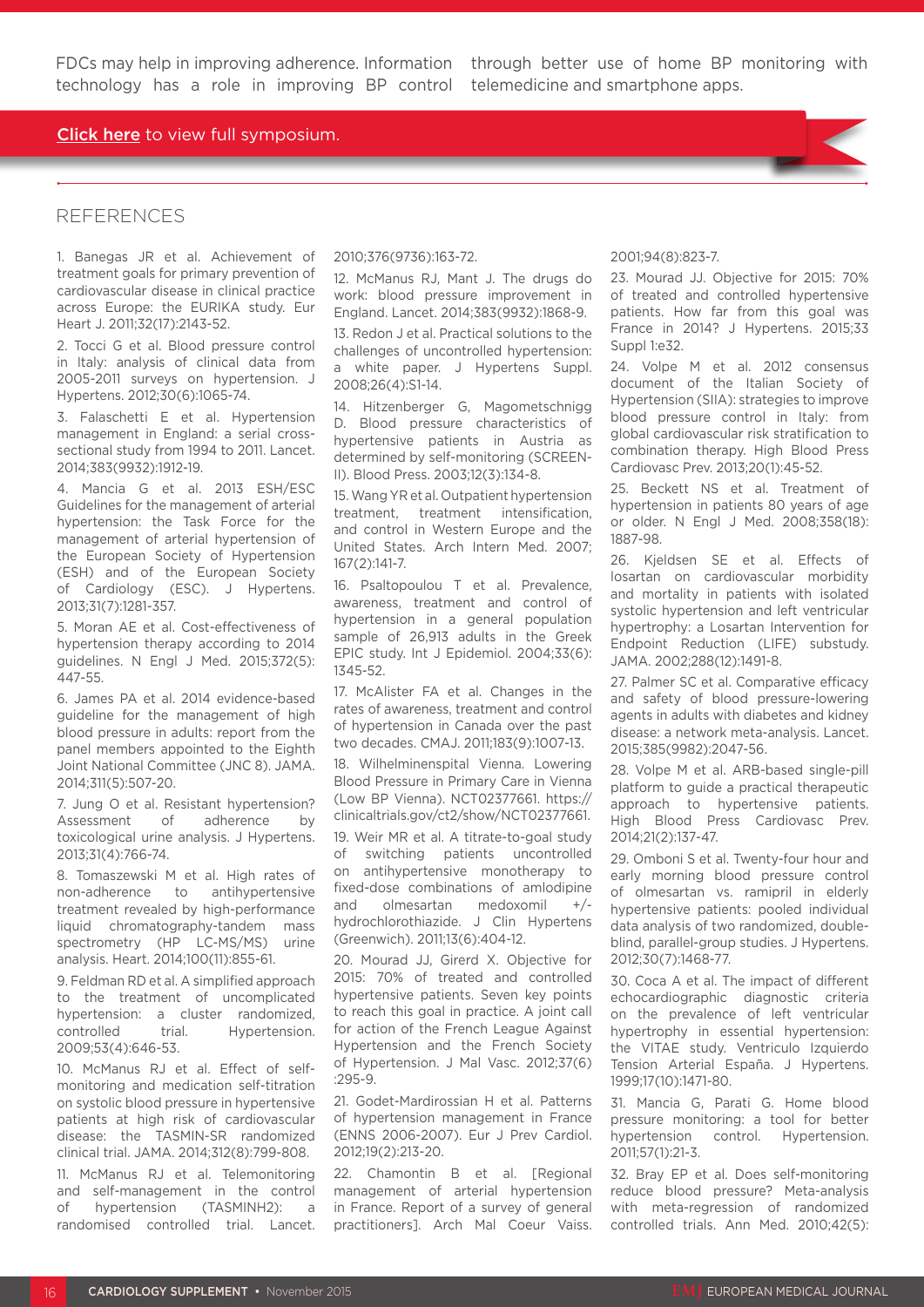FDCs may help in improving adherence. Information technology has a role in improving BP control through better use of home BP monitoring with telemedicine and smartphone apps.

Click here to view full symposium.

## REFERENCES

1. Banegas JR et al. Achievement of treatment goals for primary prevention of cardiovascular disease in clinical practice across Europe: the EURIKA study. Eur Heart J. 2011;32(17):2143-52.

2. Tocci G et al. Blood pressure control in Italy: analysis of clinical data from 2005-2011 surveys on hypertension. J Hypertens. 2012;30(6):1065-74.

3. Falaschetti E et al. Hypertension management in England: a serial cross-sectional study from 1994 to 2011. Lancet. 2014;383(9932):1912-19.

4. Mancia G et al. 2013 ESH/ESC Guidelines for the management of arterial hypertension: the Task Force for the management of arterial hypertension of the European Society of Hypertension (ESH) and of the European Society of Cardiology (ESC). J Hypertens. 2013;31(7):1281-357.

5. Moran AE et al. Cost-effectiveness of hypertension therapy according to 2014 guidelines. N Engl J Med. 2015;372(5):447-55.

6. James PA et al. 2014 evidence-based guideline for the management of high blood pressure in adults: report from the panel members appointed to the Eighth Joint National Committee (JNC 8). JAMA. 2014;311(5):507-20.

7. Jung O et al. Resistant hypertension? Assessment of adherence by toxicological urine analysis. J Hypertens. 2013;31(4):766-74.

8. Tomaszewski M et al. High rates of non-adherence to antihypertensive treatment revealed by high-performance liquid chromatography-tandem mass spectrometry (HP LC-MS/MS) urine analysis. Heart. 2014;100(11):855-61.

9. Feldman RD et al. A simplified approach to the treatment of uncomplicated hypertension: a cluster randomized, controlled trial. Hypertension. 2009;53(4):646-53.

10. McManus RJ et al. Effect of self-monitoring and medication self-titration on systolic blood pressure in hypertensive patients at high risk of cardiovascular disease: the TASMIN-SR randomized clinical trial. JAMA. 2014;312(8):799-808.

11. McManus RJ et al. Telemonitoring and self-management in the control of hypertension (TASMINH2): a randomised controlled trial. Lancet. 2010;376(9736):163-72.

12. McManus RJ, Mant J. The drugs do work: blood pressure improvement in England. Lancet. 2014;383(9932):1868-9.

13. Redon J et al. Practical solutions to the challenges of uncontrolled hypertension: a white paper. J Hypertens Suppl. 2008;26(4):S1-14.

14. Hitzenberger G, Magometschnigg D. Blood pressure characteristics of hypertensive patients in Austria as determined by self-monitoring (SCREEN-II). Blood Press. 2003;12(3):134-8.

15. Wang YR et al. Outpatient hypertension treatment, treatment intensification, and control in Western Europe and the United States. Arch Intern Med. 2007;167(2):141-7.

16. Psaltopoulou T et al. Prevalence, awareness, treatment and control of hypertension in a general population sample of 26,913 adults in the Greek EPIC study. Int J Epidemiol. 2004;33(6):1345-52.

17. McAlister FA et al. Changes in the rates of awareness, treatment and control of hypertension in Canada over the past two decades. CMAJ. 2011;183(9):1007-13.

18. Wilhelminenspital Vienna. Lowering Blood Pressure in Primary Care in Vienna (Low BP Vienna). NCT02377661. https://clinicaltrials.gov/ct2/show/NCT02377661.

19. Weir MR et al. A titrate-to-goal study of switching patients uncontrolled on antihypertensive monotherapy to fixed-dose combinations of amlodipine and olmesartan medoxomil +/- hydrochlorothiazide. J Clin Hypertens (Greenwich). 2011;13(6):404-12.

20. Mourad JJ, Girerd X. Objective for 2015: 70% of treated and controlled hypertensive patients. Seven key points to reach this goal in practice. A joint call for action of the French League Against Hypertension and the French Society of Hypertension. J Mal Vasc. 2012;37(6):295-9.

21. Godet-Mardirossian H et al. Patterns of hypertension management in France (ENNS 2006-2007). Eur J Prev Cardiol. 2012;19(2):213-20.

22. Chamontin B et al. [Regional management of arterial hypertension in France. Report of a survey of general practitioners]. Arch Mal Coeur Vaiss. 2001;94(8):823-7.

23. Mourad JJ. Objective for 2015: 70% of treated and controlled hypertensive patients. How far from this goal was France in 2014? J Hypertens. 2015;33 Suppl 1:e32.

24. Volpe M et al. 2012 consensus document of the Italian Society of Hypertension (SIIA): strategies to improve blood pressure control in Italy: from global cardiovascular risk stratification to combination therapy. High Blood Press Cardiovasc Prev. 2013;20(1):45-52.

25. Beckett NS et al. Treatment of hypertension in patients 80 years of age or older. N Engl J Med. 2008;358(18):1887-98.

26. Kjeldsen SE et al. Effects of losartan on cardiovascular morbidity and mortality in patients with isolated systolic hypertension and left ventricular hypertrophy: a Losartan Intervention for Endpoint Reduction (LIFE) substudy. JAMA. 2002;288(12):1491-8.

27. Palmer SC et al. Comparative efficacy and safety of blood pressure-lowering agents in adults with diabetes and kidney disease: a network meta-analysis. Lancet. 2015;385(9982):2047-56.

28. Volpe M et al. ARB-based single-pill platform to guide a practical therapeutic approach to hypertensive patients. High Blood Press Cardiovasc Prev. 2014;21(2):137-47.

29. Omboni S et al. Twenty-four hour and early morning blood pressure control of olmesartan vs. ramipril in elderly hypertensive patients: pooled individual data analysis of two randomized, double-blind, parallel-group studies. J Hypertens. 2012;30(7):1468-77.

30. Coca A et al. The impact of different echocardiographic diagnostic criteria on the prevalence of left ventricular hypertrophy in essential hypertension: the VITAE study. Ventriculo Izquierdo Tension Arterial España. J Hypertens. 1999;17(10):1471-80.

31. Mancia G, Parati G. Home blood pressure monitoring: a tool for better hypertension control. Hypertension. 2011;57(1):21-3.

32. Bray EP et al. Does self-monitoring reduce blood pressure? Meta-analysis with meta-regression of randomized controlled trials. Ann Med. 2010;42(5):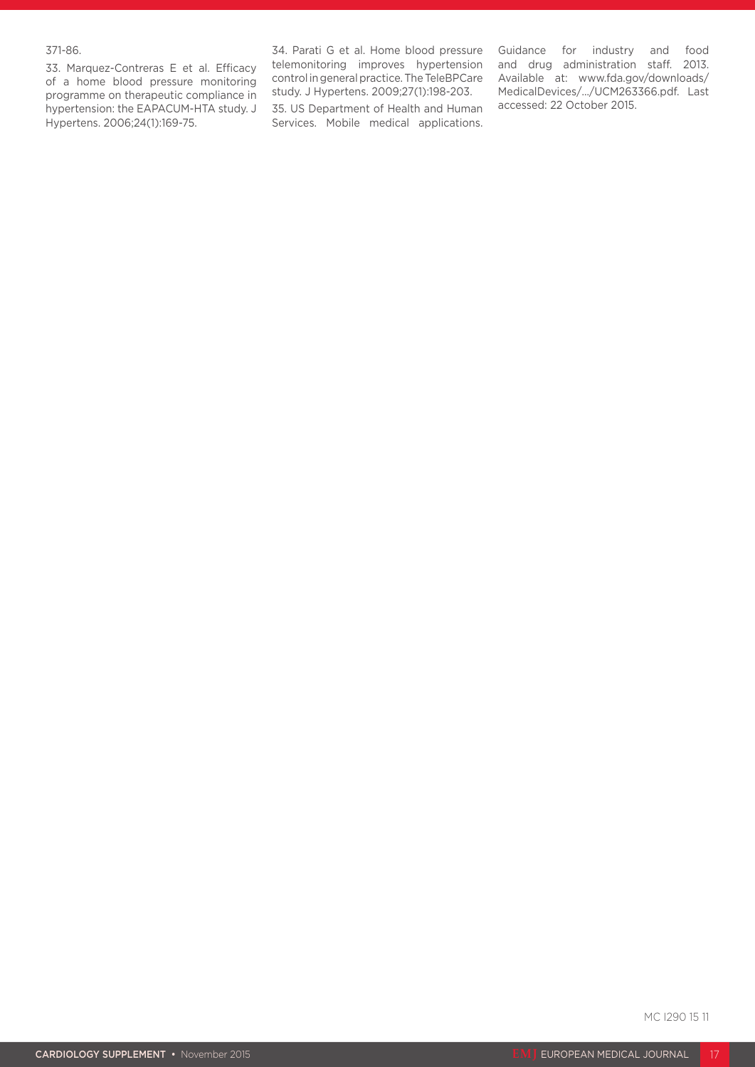371-86.

33. Marquez-Contreras E et al. Efficacy of a home blood pressure monitoring programme on therapeutic compliance in hypertension: the EAPACUM-HTA study. J Hypertens. 2006;24(1):169-75.

34. Parati G et al. Home blood pressure telemonitoring improves hypertension control in general practice. The TeleBPCare study. J Hypertens. 2009;27(1):198-203.

35. US Department of Health and Human Services. Mobile medical applications. Guidance for industry and food and drug administration staff. 2013. Available at: www.fda.gov/downloads/MedicalDevices/.../UCM263366.pdf. Last accessed: 22 October 2015.

MC I290 15 11